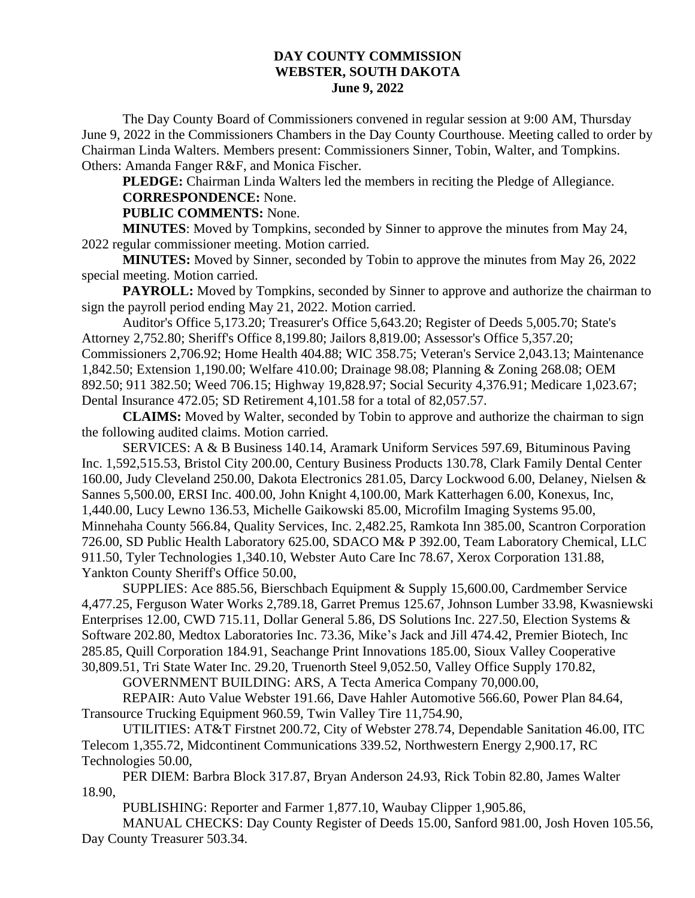**DAY COUNTY COMMISSION**
**WEBSTER, SOUTH DAKOTA**
**June 9, 2022**

The Day County Board of Commissioners convened in regular session at 9:00 AM, Thursday June 9, 2022 in the Commissioners Chambers in the Day County Courthouse. Meeting called to order by Chairman Linda Walters. Members present: Commissioners Sinner, Tobin, Walter, and Tompkins. Others: Amanda Fanger R&F, and Monica Fischer.

**PLEDGE:** Chairman Linda Walters led the members in reciting the Pledge of Allegiance.

**CORRESPONDENCE:** None.

**PUBLIC COMMENTS:** None.

**MINUTES**: Moved by Tompkins, seconded by Sinner to approve the minutes from May 24, 2022 regular commissioner meeting. Motion carried.

**MINUTES:** Moved by Sinner, seconded by Tobin to approve the minutes from May 26, 2022 special meeting. Motion carried.

**PAYROLL:** Moved by Tompkins, seconded by Sinner to approve and authorize the chairman to sign the payroll period ending May 21, 2022. Motion carried.

Auditor's Office 5,173.20; Treasurer's Office 5,643.20; Register of Deeds 5,005.70; State's Attorney 2,752.80; Sheriff's Office 8,199.80; Jailors 8,819.00; Assessor's Office 5,357.20; Commissioners 2,706.92; Home Health 404.88; WIC 358.75; Veteran's Service 2,043.13; Maintenance 1,842.50; Extension 1,190.00; Welfare 410.00; Drainage 98.08; Planning & Zoning 268.08; OEM 892.50; 911 382.50; Weed 706.15; Highway 19,828.97; Social Security 4,376.91; Medicare 1,023.67; Dental Insurance 472.05; SD Retirement 4,101.58 for a total of 82,057.57.

**CLAIMS:** Moved by Walter, seconded by Tobin to approve and authorize the chairman to sign the following audited claims. Motion carried.

SERVICES: A & B Business 140.14, Aramark Uniform Services 597.69, Bituminous Paving Inc. 1,592,515.53, Bristol City 200.00, Century Business Products 130.78, Clark Family Dental Center 160.00, Judy Cleveland 250.00, Dakota Electronics 281.05, Darcy Lockwood 6.00, Delaney, Nielsen & Sannes 5,500.00, ERSI Inc. 400.00, John Knight 4,100.00, Mark Katterhagen 6.00, Konexus, Inc, 1,440.00, Lucy Lewno 136.53, Michelle Gaikowski 85.00, Microfilm Imaging Systems 95.00, Minnehaha County 566.84, Quality Services, Inc. 2,482.25, Ramkota Inn 385.00, Scantron Corporation 726.00, SD Public Health Laboratory 625.00, SDACO M& P 392.00, Team Laboratory Chemical, LLC 911.50, Tyler Technologies 1,340.10, Webster Auto Care Inc 78.67, Xerox Corporation 131.88, Yankton County Sheriff's Office 50.00,

SUPPLIES: Ace 885.56, Bierschbach Equipment & Supply 15,600.00, Cardmember Service 4,477.25, Ferguson Water Works 2,789.18, Garret Premus 125.67, Johnson Lumber 33.98, Kwasniewski Enterprises 12.00, CWD 715.11, Dollar General 5.86, DS Solutions Inc. 227.50, Election Systems & Software 202.80, Medtox Laboratories Inc. 73.36, Mike's Jack and Jill 474.42, Premier Biotech, Inc 285.85, Quill Corporation 184.91, Seachange Print Innovations 185.00, Sioux Valley Cooperative 30,809.51, Tri State Water Inc. 29.20, Truenorth Steel 9,052.50, Valley Office Supply 170.82,

GOVERNMENT BUILDING: ARS, A Tecta America Company 70,000.00,

REPAIR: Auto Value Webster 191.66, Dave Hahler Automotive 566.60, Power Plan 84.64, Transource Trucking Equipment 960.59, Twin Valley Tire 11,754.90,

UTILITIES: AT&T Firstnet 200.72, City of Webster 278.74, Dependable Sanitation 46.00, ITC Telecom 1,355.72, Midcontinent Communications 339.52, Northwestern Energy 2,900.17, RC Technologies 50.00,

PER DIEM: Barbra Block 317.87, Bryan Anderson 24.93, Rick Tobin 82.80, James Walter 18.90,

PUBLISHING: Reporter and Farmer 1,877.10, Waubay Clipper 1,905.86,

MANUAL CHECKS: Day County Register of Deeds 15.00, Sanford 981.00, Josh Hoven 105.56, Day County Treasurer 503.34.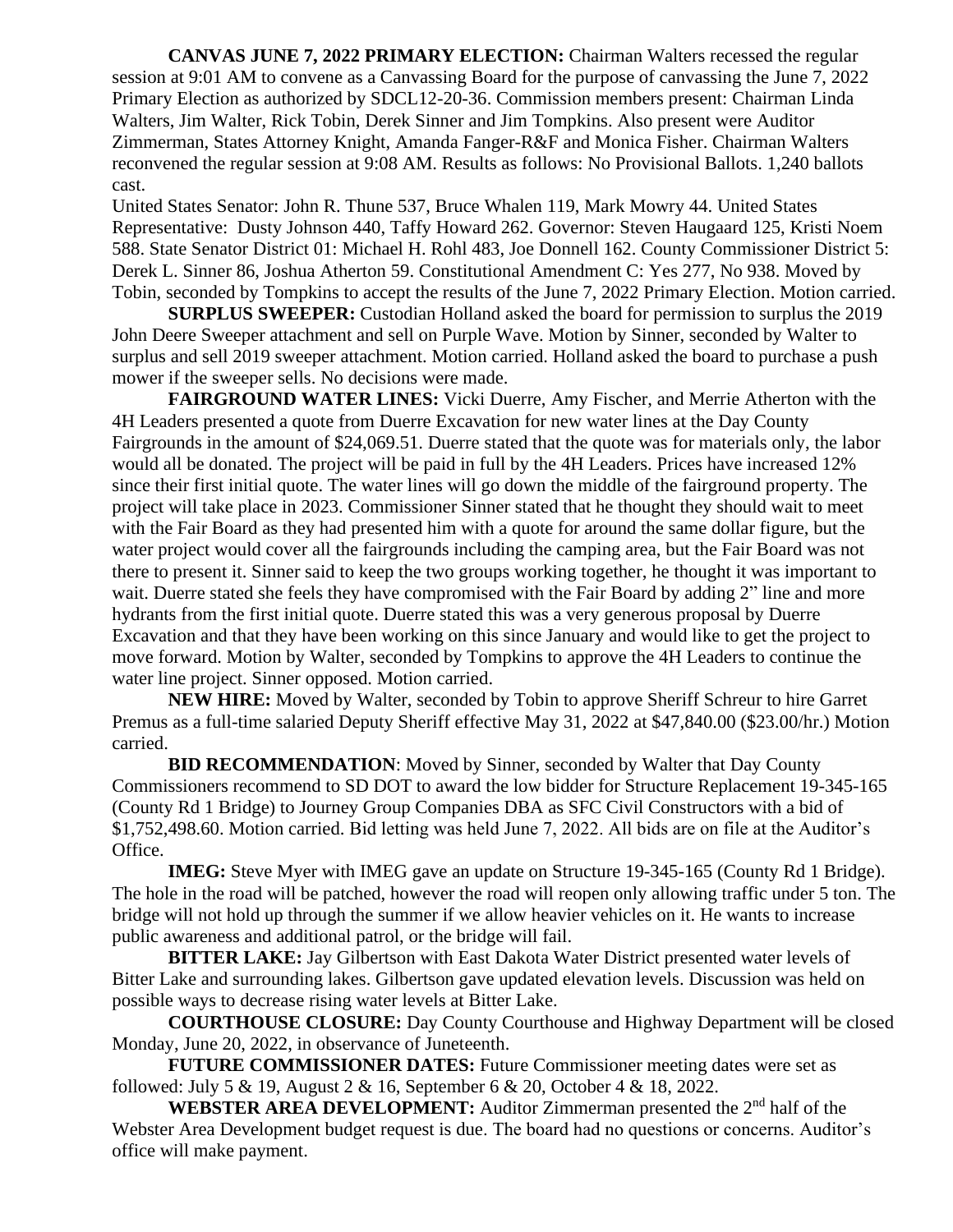**CANVAS JUNE 7, 2022 PRIMARY ELECTION:** Chairman Walters recessed the regular session at 9:01 AM to convene as a Canvassing Board for the purpose of canvassing the June 7, 2022 Primary Election as authorized by SDCL12-20-36. Commission members present: Chairman Linda Walters, Jim Walter, Rick Tobin, Derek Sinner and Jim Tompkins. Also present were Auditor Zimmerman, States Attorney Knight, Amanda Fanger-R&F and Monica Fisher. Chairman Walters reconvened the regular session at 9:08 AM. Results as follows: No Provisional Ballots. 1,240 ballots cast.

United States Senator: John R. Thune 537, Bruce Whalen 119, Mark Mowry 44. United States Representative: Dusty Johnson 440, Taffy Howard 262. Governor: Steven Haugaard 125, Kristi Noem 588. State Senator District 01: Michael H. Rohl 483, Joe Donnell 162. County Commissioner District 5: Derek L. Sinner 86, Joshua Atherton 59. Constitutional Amendment C: Yes 277, No 938. Moved by Tobin, seconded by Tompkins to accept the results of the June 7, 2022 Primary Election. Motion carried.

**SURPLUS SWEEPER:** Custodian Holland asked the board for permission to surplus the 2019 John Deere Sweeper attachment and sell on Purple Wave. Motion by Sinner, seconded by Walter to surplus and sell 2019 sweeper attachment. Motion carried. Holland asked the board to purchase a push mower if the sweeper sells. No decisions were made.

**FAIRGROUND WATER LINES:** Vicki Duerre, Amy Fischer, and Merrie Atherton with the 4H Leaders presented a quote from Duerre Excavation for new water lines at the Day County Fairgrounds in the amount of $24,069.51. Duerre stated that the quote was for materials only, the labor would all be donated. The project will be paid in full by the 4H Leaders. Prices have increased 12% since their first initial quote. The water lines will go down the middle of the fairground property. The project will take place in 2023. Commissioner Sinner stated that he thought they should wait to meet with the Fair Board as they had presented him with a quote for around the same dollar figure, but the water project would cover all the fairgrounds including the camping area, but the Fair Board was not there to present it. Sinner said to keep the two groups working together, he thought it was important to wait. Duerre stated she feels they have compromised with the Fair Board by adding 2" line and more hydrants from the first initial quote. Duerre stated this was a very generous proposal by Duerre Excavation and that they have been working on this since January and would like to get the project to move forward. Motion by Walter, seconded by Tompkins to approve the 4H Leaders to continue the water line project. Sinner opposed. Motion carried.

**NEW HIRE:** Moved by Walter, seconded by Tobin to approve Sheriff Schreur to hire Garret Premus as a full-time salaried Deputy Sheriff effective May 31, 2022 at $47,840.00 ($23.00/hr.) Motion carried.

**BID RECOMMENDATION**: Moved by Sinner, seconded by Walter that Day County Commissioners recommend to SD DOT to award the low bidder for Structure Replacement 19-345-165 (County Rd 1 Bridge) to Journey Group Companies DBA as SFC Civil Constructors with a bid of $1,752,498.60. Motion carried. Bid letting was held June 7, 2022. All bids are on file at the Auditor's Office.

**IMEG:** Steve Myer with IMEG gave an update on Structure 19-345-165 (County Rd 1 Bridge). The hole in the road will be patched, however the road will reopen only allowing traffic under 5 ton. The bridge will not hold up through the summer if we allow heavier vehicles on it. He wants to increase public awareness and additional patrol, or the bridge will fail.

**BITTER LAKE:** Jay Gilbertson with East Dakota Water District presented water levels of Bitter Lake and surrounding lakes. Gilbertson gave updated elevation levels. Discussion was held on possible ways to decrease rising water levels at Bitter Lake.

**COURTHOUSE CLOSURE:** Day County Courthouse and Highway Department will be closed Monday, June 20, 2022, in observance of Juneteenth.

**FUTURE COMMISSIONER DATES:** Future Commissioner meeting dates were set as followed: July 5 & 19, August 2 & 16, September 6 & 20, October 4 & 18, 2022.

**WEBSTER AREA DEVELOPMENT:** Auditor Zimmerman presented the 2nd half of the Webster Area Development budget request is due. The board had no questions or concerns. Auditor's office will make payment.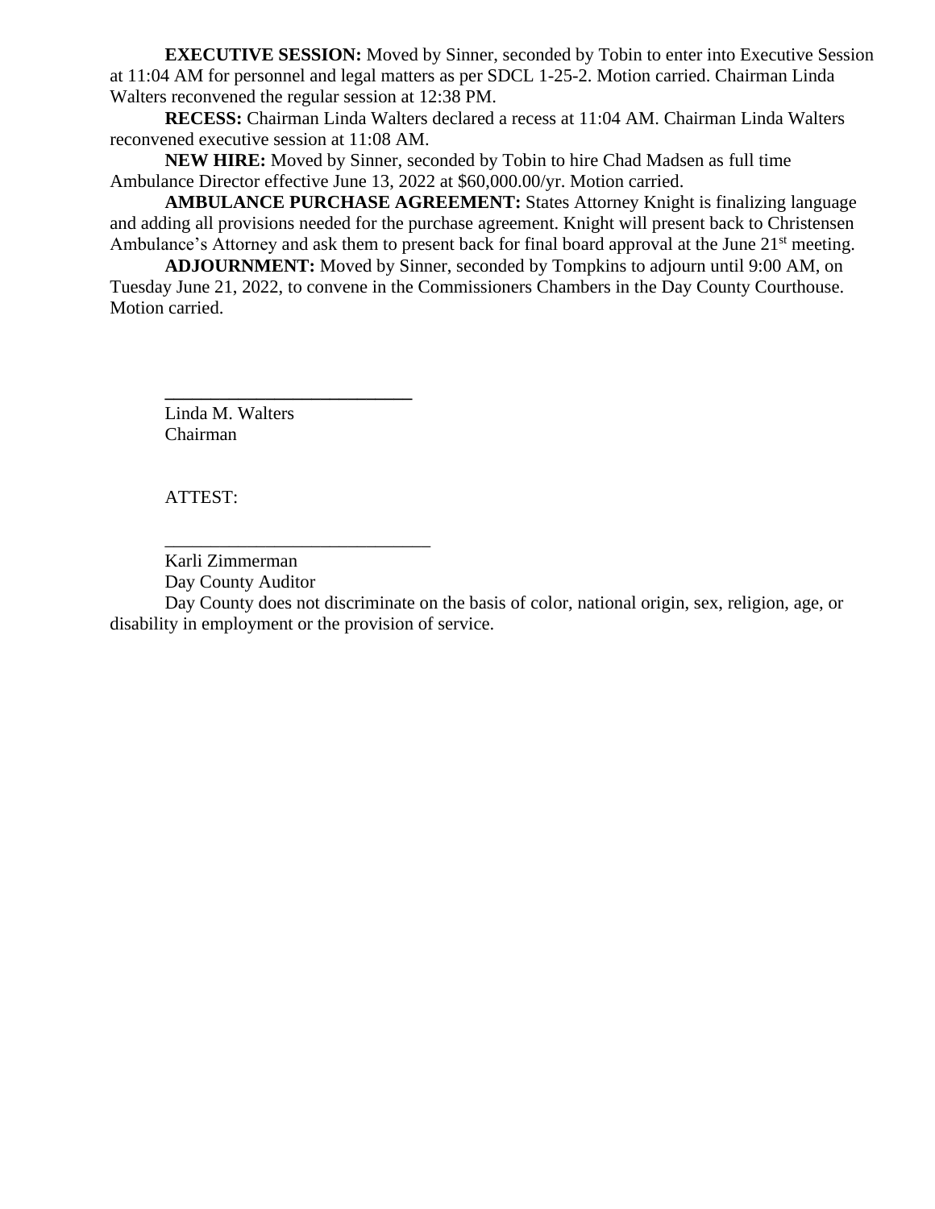**EXECUTIVE SESSION:** Moved by Sinner, seconded by Tobin to enter into Executive Session at 11:04 AM for personnel and legal matters as per SDCL 1-25-2. Motion carried. Chairman Linda Walters reconvened the regular session at 12:38 PM.

**RECESS:** Chairman Linda Walters declared a recess at 11:04 AM. Chairman Linda Walters reconvened executive session at 11:08 AM.

**NEW HIRE:** Moved by Sinner, seconded by Tobin to hire Chad Madsen as full time Ambulance Director effective June 13, 2022 at $60,000.00/yr. Motion carried.

**AMBULANCE PURCHASE AGREEMENT:** States Attorney Knight is finalizing language and adding all provisions needed for the purchase agreement. Knight will present back to Christensen Ambulance's Attorney and ask them to present back for final board approval at the June 21st meeting.

**ADJOURNMENT:** Moved by Sinner, seconded by Tompkins to adjourn until 9:00 AM, on Tuesday June 21, 2022, to convene in the Commissioners Chambers in the Day County Courthouse. Motion carried.

\_\_\_\_\_\_\_\_\_\_\_\_\_\_\_\_\_\_\_\_\_\_\_\_\_\_\_\_

Linda M. Walters
Chairman

ATTEST:

\_\_\_\_\_\_\_\_\_\_\_\_\_\_\_\_\_\_\_\_\_\_\_\_\_\_\_\_

Karli Zimmerman
Day County Auditor

Day County does not discriminate on the basis of color, national origin, sex, religion, age, or disability in employment or the provision of service.